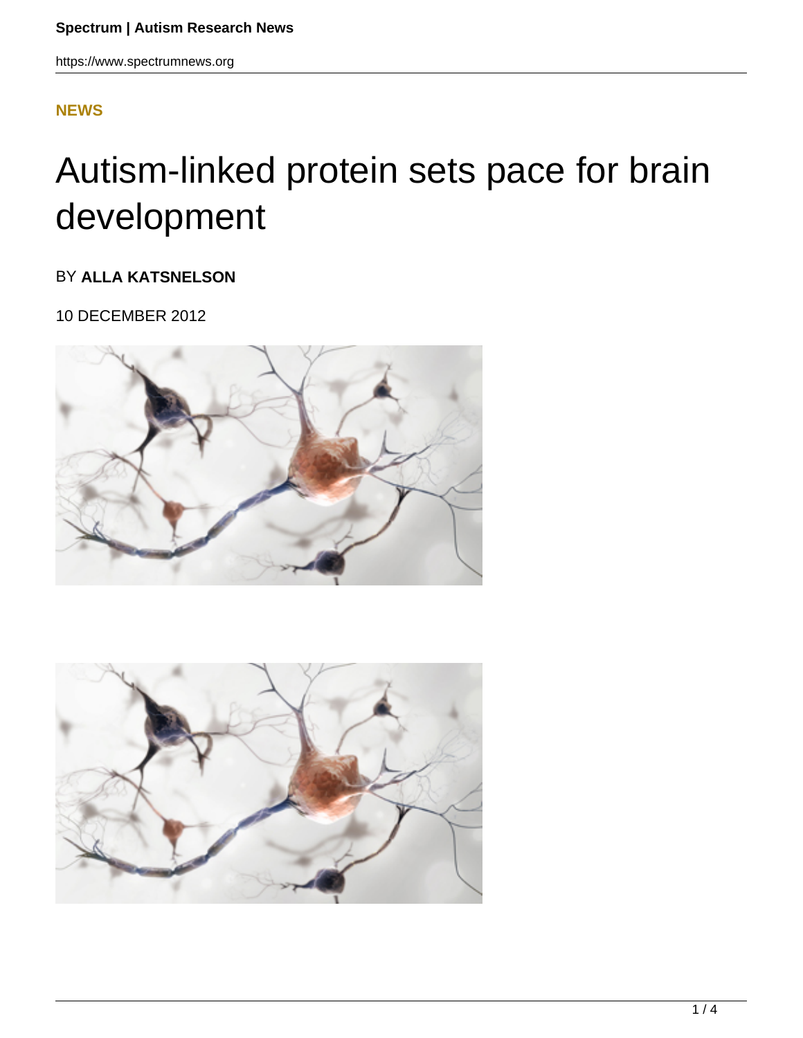NEWS

# Autism-linked protein sets pace for brain development

BY **ALLA KATSNELSON**

10 DECEMBER 2012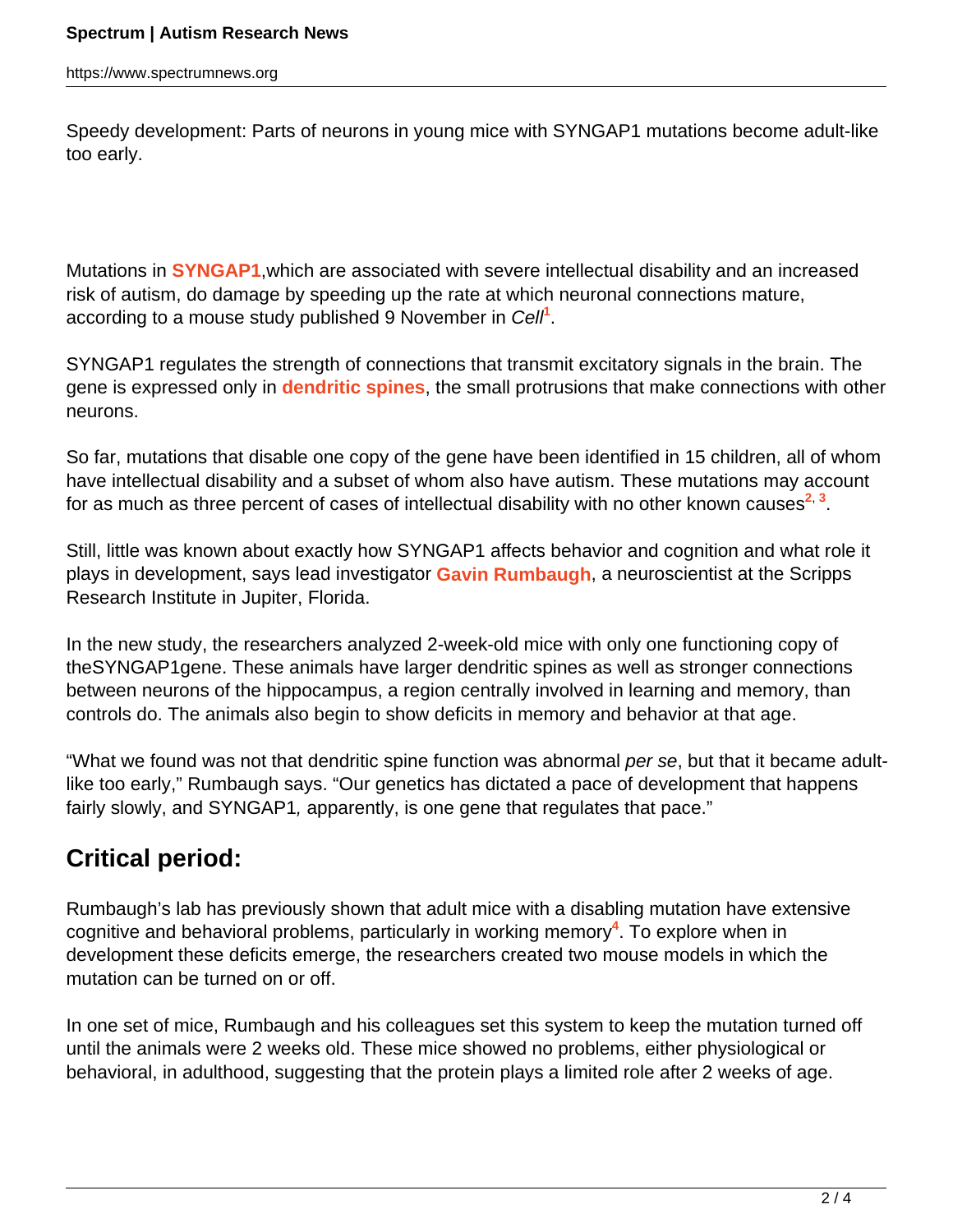Speedy development: Parts of neurons in young mice with SYNGAP1 mutations become adult-like too early.

Mutations in **SYNGAP1**,which are associated with severe intellectual disability and an increased risk of autism, do damage by speeding up the rate at which neuronal connections mature, according to a mouse study published 9 November in *Cell*[1].

SYNGAP1 regulates the strength of connections that transmit excitatory signals in the brain. The gene is expressed only in **dendritic spines**, the small protrusions that make connections with other neurons.

So far, mutations that disable one copy of the gene have been identified in 15 children, all of whom have intellectual disability and a subset of whom also have autism. These mutations may account for as much as three percent of cases of intellectual disability with no other known causes[2, 3].

Still, little was known about exactly how SYNGAP1 affects behavior and cognition and what role it plays in development, says lead investigator **Gavin Rumbaugh**, a neuroscientist at the Scripps Research Institute in Jupiter, Florida.

In the new study, the researchers analyzed 2-week-old mice with only one functioning copy of theSYNGAP1gene. These animals have larger dendritic spines as well as stronger connections between neurons of the hippocampus, a region centrally involved in learning and memory, than controls do. The animals also begin to show deficits in memory and behavior at that age.

"What we found was not that dendritic spine function was abnormal *per se*, but that it became adult-like too early," Rumbaugh says. "Our genetics has dictated a pace of development that happens fairly slowly, and SYNGAP1*,* apparently, is one gene that regulates that pace."

## Critical period:

Rumbaugh's lab has previously shown that adult mice with a disabling mutation have extensive cognitive and behavioral problems, particularly in working memory[4]. To explore when in development these deficits emerge, the researchers created two mouse models in which the mutation can be turned on or off.

In one set of mice, Rumbaugh and his colleagues set this system to keep the mutation turned off until the animals were 2 weeks old. These mice showed no problems, either physiological or behavioral, in adulthood, suggesting that the protein plays a limited role after 2 weeks of age.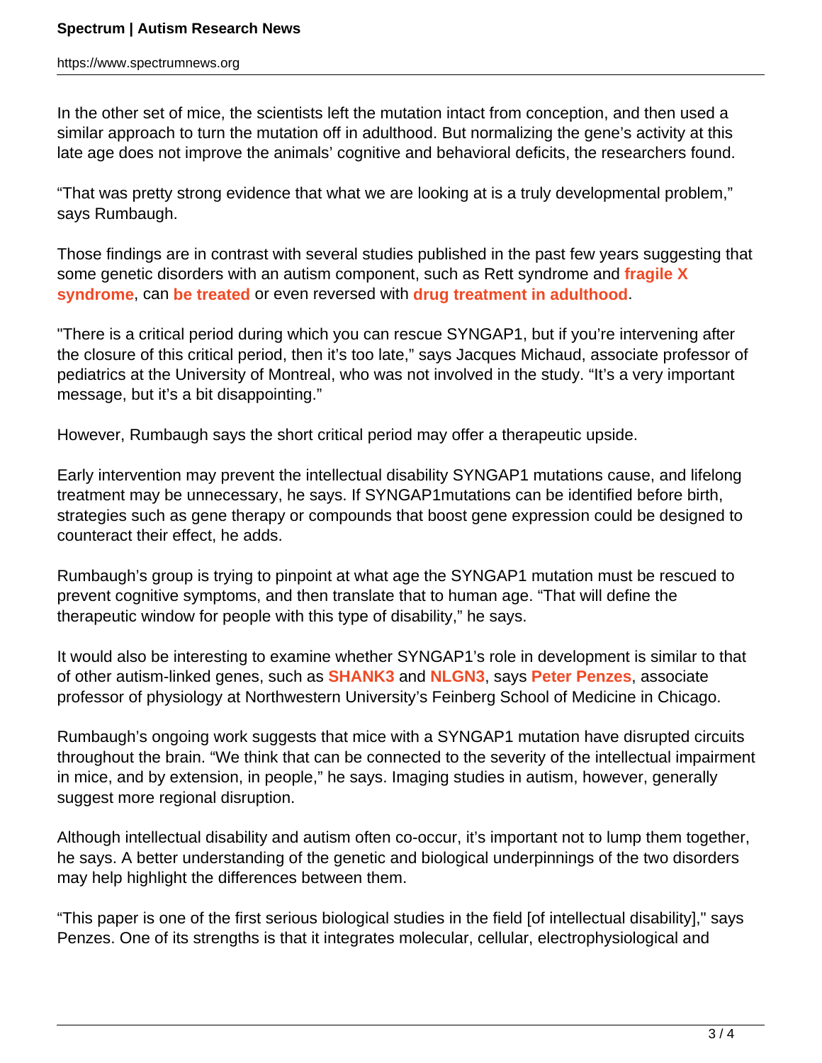In the other set of mice, the scientists left the mutation intact from conception, and then used a similar approach to turn the mutation off in adulthood. But normalizing the gene's activity at this late age does not improve the animals' cognitive and behavioral deficits, the researchers found.

"That was pretty strong evidence that what we are looking at is a truly developmental problem," says Rumbaugh.

Those findings are in contrast with several studies published in the past few years suggesting that some genetic disorders with an autism component, such as Rett syndrome and **fragile X syndrome**, can **be treated** or even reversed with **drug treatment in adulthood**.

"There is a critical period during which you can rescue SYNGAP1, but if you're intervening after the closure of this critical period, then it's too late," says Jacques Michaud, associate professor of pediatrics at the University of Montreal, who was not involved in the study. "It's a very important message, but it's a bit disappointing."

However, Rumbaugh says the short critical period may offer a therapeutic upside.

Early intervention may prevent the intellectual disability SYNGAP1 mutations cause, and lifelong treatment may be unnecessary, he says. If SYNGAP1mutations can be identified before birth, strategies such as gene therapy or compounds that boost gene expression could be designed to counteract their effect, he adds.

Rumbaugh's group is trying to pinpoint at what age the SYNGAP1 mutation must be rescued to prevent cognitive symptoms, and then translate that to human age. "That will define the therapeutic window for people with this type of disability," he says.

It would also be interesting to examine whether SYNGAP1's role in development is similar to that of other autism-linked genes, such as **SHANK3** and **NLGN3**, says **Peter Penzes**, associate professor of physiology at Northwestern University's Feinberg School of Medicine in Chicago.

Rumbaugh's ongoing work suggests that mice with a SYNGAP1 mutation have disrupted circuits throughout the brain. "We think that can be connected to the severity of the intellectual impairment in mice, and by extension, in people," he says. Imaging studies in autism, however, generally suggest more regional disruption.

Although intellectual disability and autism often co-occur, it's important not to lump them together, he says. A better understanding of the genetic and biological underpinnings of the two disorders may help highlight the differences between them.

"This paper is one of the first serious biological studies in the field [of intellectual disability]," says Penzes. One of its strengths is that it integrates molecular, cellular, electrophysiological and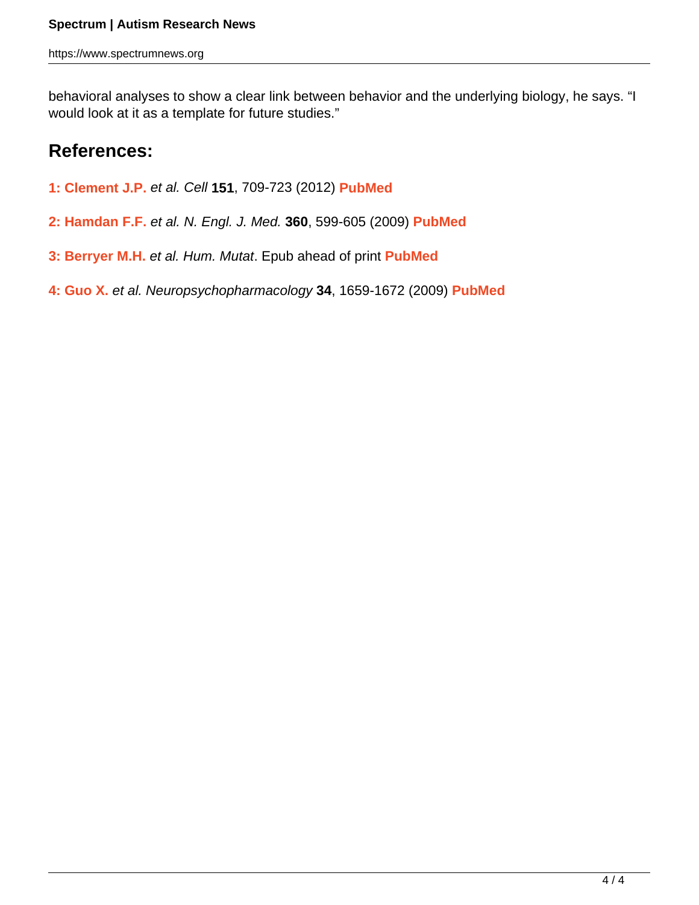behavioral analyses to show a clear link between behavior and the underlying biology, he says. "I would look at it as a template for future studies."

## References:

**1: Clement J.P.** *et al. Cell* **151**, 709-723 (2012) **PubMed**

**2: Hamdan F.F.** *et al. N. Engl. J. Med.* **360**, 599-605 (2009) **PubMed**

**3: Berryer M.H.** *et al. Hum. Mutat*. Epub ahead of print **PubMed**

**4: Guo X.** *et al. Neuropsychopharmacology* **34**, 1659-1672 (2009) **PubMed**